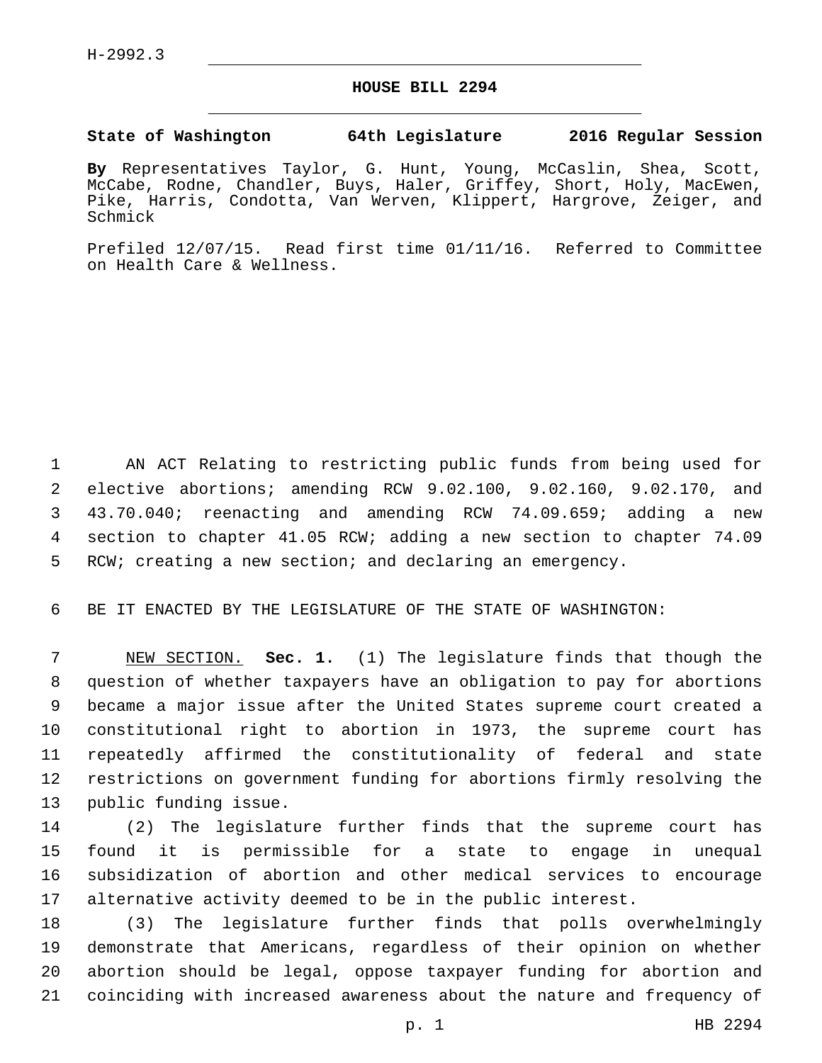H-2992.3

# HOUSE BILL 2294

**State of Washington 64th Legislature 2016 Regular Session**

**By** Representatives Taylor, G. Hunt, Young, McCaslin, Shea, Scott, McCabe, Rodne, Chandler, Buys, Haler, Griffey, Short, Holy, MacEwen, Pike, Harris, Condotta, Van Werven, Klippert, Hargrove, Zeiger, and Schmick

Prefiled 12/07/15. Read first time 01/11/16. Referred to Committee on Health Care & Wellness.

1 AN ACT Relating to restricting public funds from being used for
2 elective abortions; amending RCW 9.02.100, 9.02.160, 9.02.170, and
3 43.70.040; reenacting and amending RCW 74.09.659; adding a new
4 section to chapter 41.05 RCW; adding a new section to chapter 74.09
5 RCW; creating a new section; and declaring an emergency.

6 BE IT ENACTED BY THE LEGISLATURE OF THE STATE OF WASHINGTON:

7 NEW SECTION. **Sec. 1.** (1) The legislature finds that though the
8 question of whether taxpayers have an obligation to pay for abortions
9 became a major issue after the United States supreme court created a
10 constitutional right to abortion in 1973, the supreme court has
11 repeatedly affirmed the constitutionality of federal and state
12 restrictions on government funding for abortions firmly resolving the
13 public funding issue.

14 (2) The legislature further finds that the supreme court has
15 found it is permissible for a state to engage in unequal
16 subsidization of abortion and other medical services to encourage
17 alternative activity deemed to be in the public interest.

18 (3) The legislature further finds that polls overwhelmingly
19 demonstrate that Americans, regardless of their opinion on whether
20 abortion should be legal, oppose taxpayer funding for abortion and
21 coinciding with increased awareness about the nature and frequency of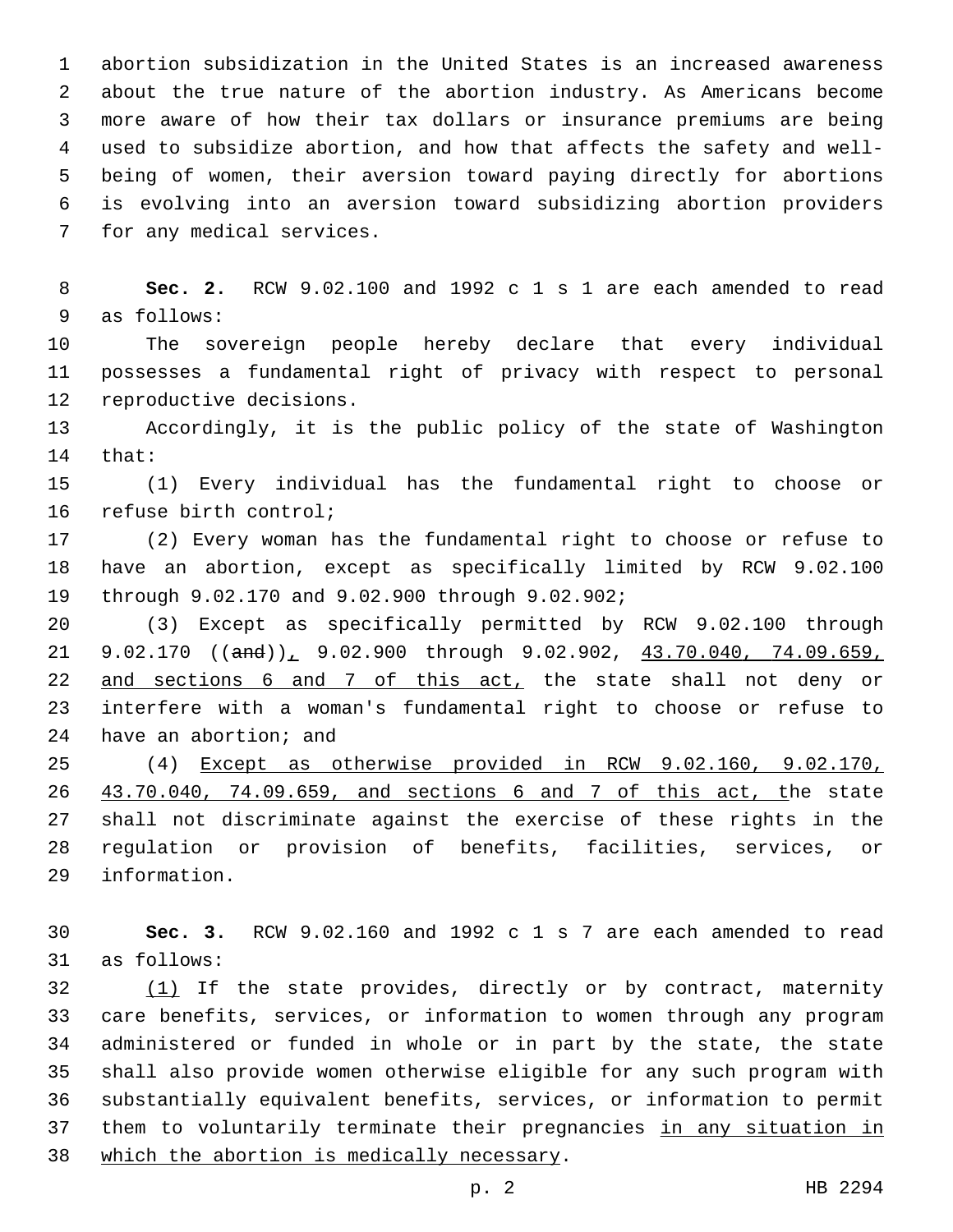abortion subsidization in the United States is an increased awareness about the true nature of the abortion industry. As Americans become more aware of how their tax dollars or insurance premiums are being used to subsidize abortion, and how that affects the safety and well-being of women, their aversion toward paying directly for abortions is evolving into an aversion toward subsidizing abortion providers for any medical services.

**Sec. 2.** RCW 9.02.100 and 1992 c 1 s 1 are each amended to read as follows:

The sovereign people hereby declare that every individual possesses a fundamental right of privacy with respect to personal reproductive decisions.

Accordingly, it is the public policy of the state of Washington that:

(1) Every individual has the fundamental right to choose or refuse birth control;

(2) Every woman has the fundamental right to choose or refuse to have an abortion, except as specifically limited by RCW 9.02.100 through 9.02.170 and 9.02.900 through 9.02.902;

(3) Except as specifically permitted by RCW 9.02.100 through 9.02.170 ((~~and~~)), 9.02.900 through 9.02.902, 43.70.040, 74.09.659, and sections 6 and 7 of this act, the state shall not deny or interfere with a woman's fundamental right to choose or refuse to have an abortion; and

(4) Except as otherwise provided in RCW 9.02.160, 9.02.170, 43.70.040, 74.09.659, and sections 6 and 7 of this act, the state shall not discriminate against the exercise of these rights in the regulation or provision of benefits, facilities, services, or information.

**Sec. 3.** RCW 9.02.160 and 1992 c 1 s 7 are each amended to read as follows:

(1) If the state provides, directly or by contract, maternity care benefits, services, or information to women through any program administered or funded in whole or in part by the state, the state shall also provide women otherwise eligible for any such program with substantially equivalent benefits, services, or information to permit them to voluntarily terminate their pregnancies in any situation in which the abortion is medically necessary.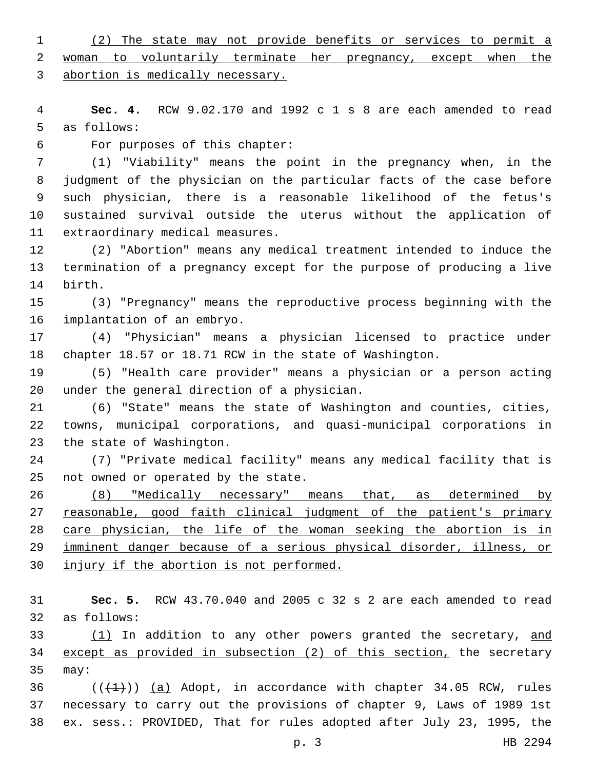(2) The state may not provide benefits or services to permit a woman to voluntarily terminate her pregnancy, except when the abortion is medically necessary.

**Sec. 4.** RCW 9.02.170 and 1992 c 1 s 8 are each amended to read as follows:

For purposes of this chapter:

(1) "Viability" means the point in the pregnancy when, in the judgment of the physician on the particular facts of the case before such physician, there is a reasonable likelihood of the fetus's sustained survival outside the uterus without the application of extraordinary medical measures.

(2) "Abortion" means any medical treatment intended to induce the termination of a pregnancy except for the purpose of producing a live birth.

(3) "Pregnancy" means the reproductive process beginning with the implantation of an embryo.

(4) "Physician" means a physician licensed to practice under chapter 18.57 or 18.71 RCW in the state of Washington.

(5) "Health care provider" means a physician or a person acting under the general direction of a physician.

(6) "State" means the state of Washington and counties, cities, towns, municipal corporations, and quasi-municipal corporations in the state of Washington.

(7) "Private medical facility" means any medical facility that is not owned or operated by the state.

(8) "Medically necessary" means that, as determined by reasonable, good faith clinical judgment of the patient's primary care physician, the life of the woman seeking the abortion is in imminent danger because of a serious physical disorder, illness, or injury if the abortion is not performed.

**Sec. 5.** RCW 43.70.040 and 2005 c 32 s 2 are each amended to read as follows:

(1) In addition to any other powers granted the secretary, and except as provided in subsection (2) of this section, the secretary may:

~~((1))~~ (a) Adopt, in accordance with chapter 34.05 RCW, rules necessary to carry out the provisions of chapter 9, Laws of 1989 1st ex. sess.: PROVIDED, That for rules adopted after July 23, 1995, the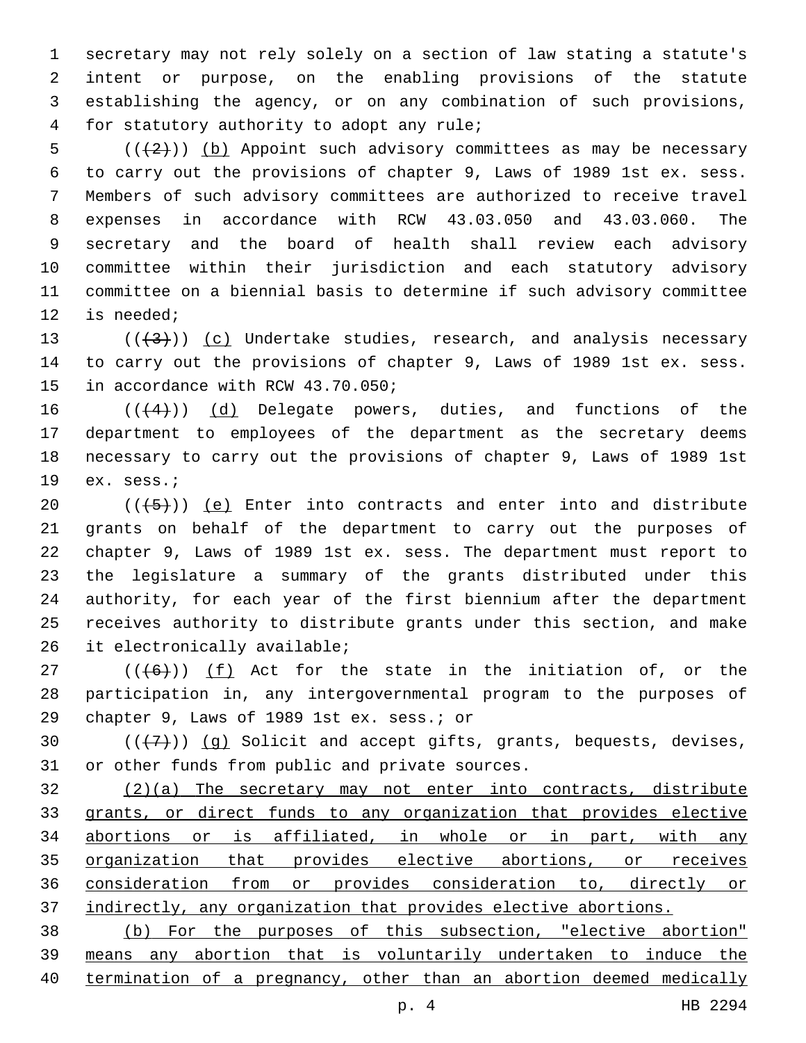secretary may not rely solely on a section of law stating a statute's intent or purpose, on the enabling provisions of the statute establishing the agency, or on any combination of such provisions, for statutory authority to adopt any rule;

(((2))) (b) Appoint such advisory committees as may be necessary to carry out the provisions of chapter 9, Laws of 1989 1st ex. sess. Members of such advisory committees are authorized to receive travel expenses in accordance with RCW 43.03.050 and 43.03.060. The secretary and the board of health shall review each advisory committee within their jurisdiction and each statutory advisory committee on a biennial basis to determine if such advisory committee is needed;

(((3))) (c) Undertake studies, research, and analysis necessary to carry out the provisions of chapter 9, Laws of 1989 1st ex. sess. in accordance with RCW 43.70.050;

(((4))) (d) Delegate powers, duties, and functions of the department to employees of the department as the secretary deems necessary to carry out the provisions of chapter 9, Laws of 1989 1st ex. sess.;

(((5))) (e) Enter into contracts and enter into and distribute grants on behalf of the department to carry out the purposes of chapter 9, Laws of 1989 1st ex. sess. The department must report to the legislature a summary of the grants distributed under this authority, for each year of the first biennium after the department receives authority to distribute grants under this section, and make it electronically available;

(((6))) (f) Act for the state in the initiation of, or the participation in, any intergovernmental program to the purposes of chapter 9, Laws of 1989 1st ex. sess.; or

(((7))) (g) Solicit and accept gifts, grants, bequests, devises, or other funds from public and private sources.

(2)(a) The secretary may not enter into contracts, distribute grants, or direct funds to any organization that provides elective abortions or is affiliated, in whole or in part, with any organization that provides elective abortions, or receives consideration from or provides consideration to, directly or indirectly, any organization that provides elective abortions.

(b) For the purposes of this subsection, "elective abortion" means any abortion that is voluntarily undertaken to induce the termination of a pregnancy, other than an abortion deemed medically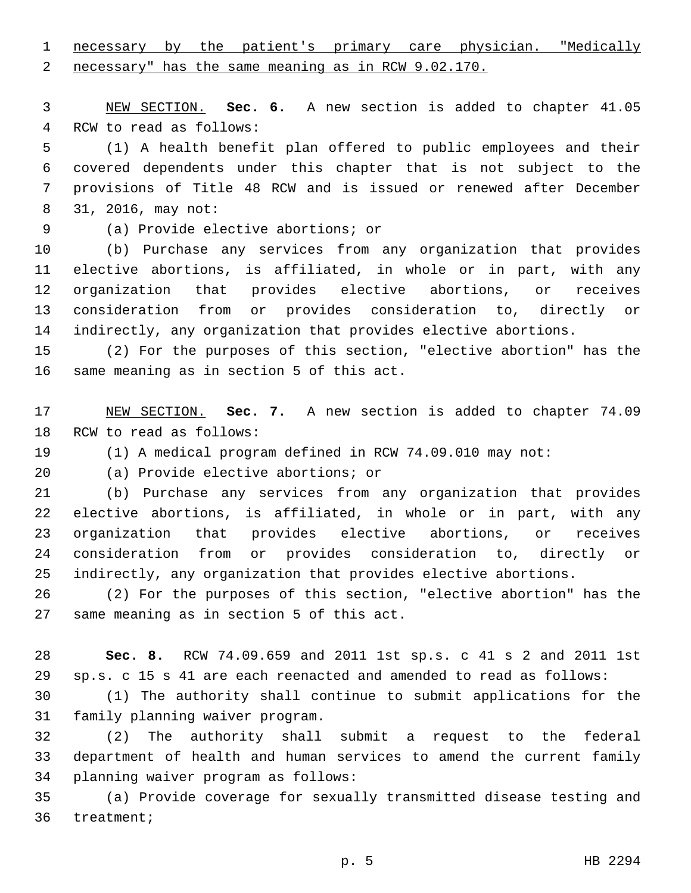<u>necessary by the patient's primary care physician. "Medically necessary" has the same meaning as in RCW 9.02.170.</u>

<u>NEW SECTION.</u> **Sec. 6.** A new section is added to chapter 41.05 RCW to read as follows:

(1) A health benefit plan offered to public employees and their covered dependents under this chapter that is not subject to the provisions of Title 48 RCW and is issued or renewed after December 31, 2016, may not:

(a) Provide elective abortions; or

(b) Purchase any services from any organization that provides elective abortions, is affiliated, in whole or in part, with any organization that provides elective abortions, or receives consideration from or provides consideration to, directly or indirectly, any organization that provides elective abortions.

(2) For the purposes of this section, "elective abortion" has the same meaning as in section 5 of this act.

<u>NEW SECTION.</u> **Sec. 7.** A new section is added to chapter 74.09 RCW to read as follows:

(1) A medical program defined in RCW 74.09.010 may not:

(a) Provide elective abortions; or

(b) Purchase any services from any organization that provides elective abortions, is affiliated, in whole or in part, with any organization that provides elective abortions, or receives consideration from or provides consideration to, directly or indirectly, any organization that provides elective abortions.

(2) For the purposes of this section, "elective abortion" has the same meaning as in section 5 of this act.

**Sec. 8.** RCW 74.09.659 and 2011 1st sp.s. c 41 s 2 and 2011 1st sp.s. c 15 s 41 are each reenacted and amended to read as follows:

(1) The authority shall continue to submit applications for the family planning waiver program.

(2) The authority shall submit a request to the federal department of health and human services to amend the current family planning waiver program as follows:

(a) Provide coverage for sexually transmitted disease testing and treatment;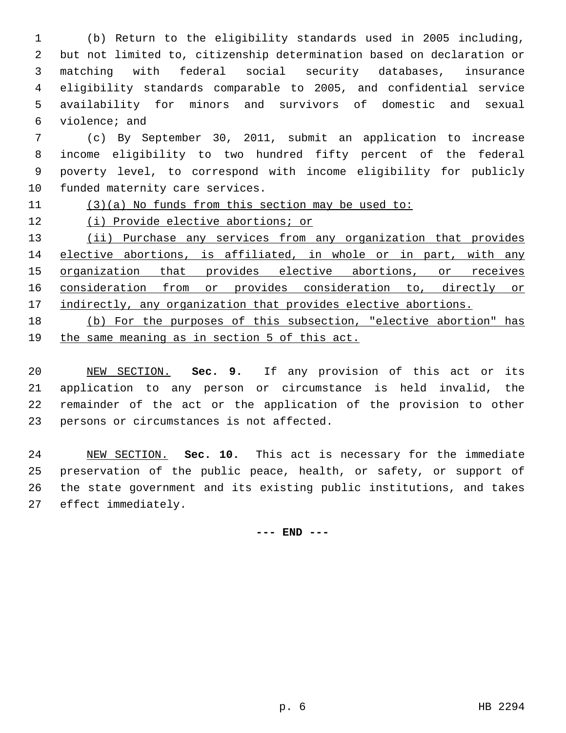(b) Return to the eligibility standards used in 2005 including, but not limited to, citizenship determination based on declaration or matching with federal social security databases, insurance eligibility standards comparable to 2005, and confidential service availability for minors and survivors of domestic and sexual violence; and

(c) By September 30, 2011, submit an application to increase income eligibility to two hundred fifty percent of the federal poverty level, to correspond with income eligibility for publicly funded maternity care services.

(3)(a) No funds from this section may be used to:

(i) Provide elective abortions; or

(ii) Purchase any services from any organization that provides elective abortions, is affiliated, in whole or in part, with any organization that provides elective abortions, or receives consideration from or provides consideration to, directly or indirectly, any organization that provides elective abortions.

(b) For the purposes of this subsection, "elective abortion" has the same meaning as in section 5 of this act.

NEW SECTION. **Sec. 9.** If any provision of this act or its application to any person or circumstance is held invalid, the remainder of the act or the application of the provision to other persons or circumstances is not affected.

NEW SECTION. **Sec. 10.** This act is necessary for the immediate preservation of the public peace, health, or safety, or support of the state government and its existing public institutions, and takes effect immediately.

**--- END ---**